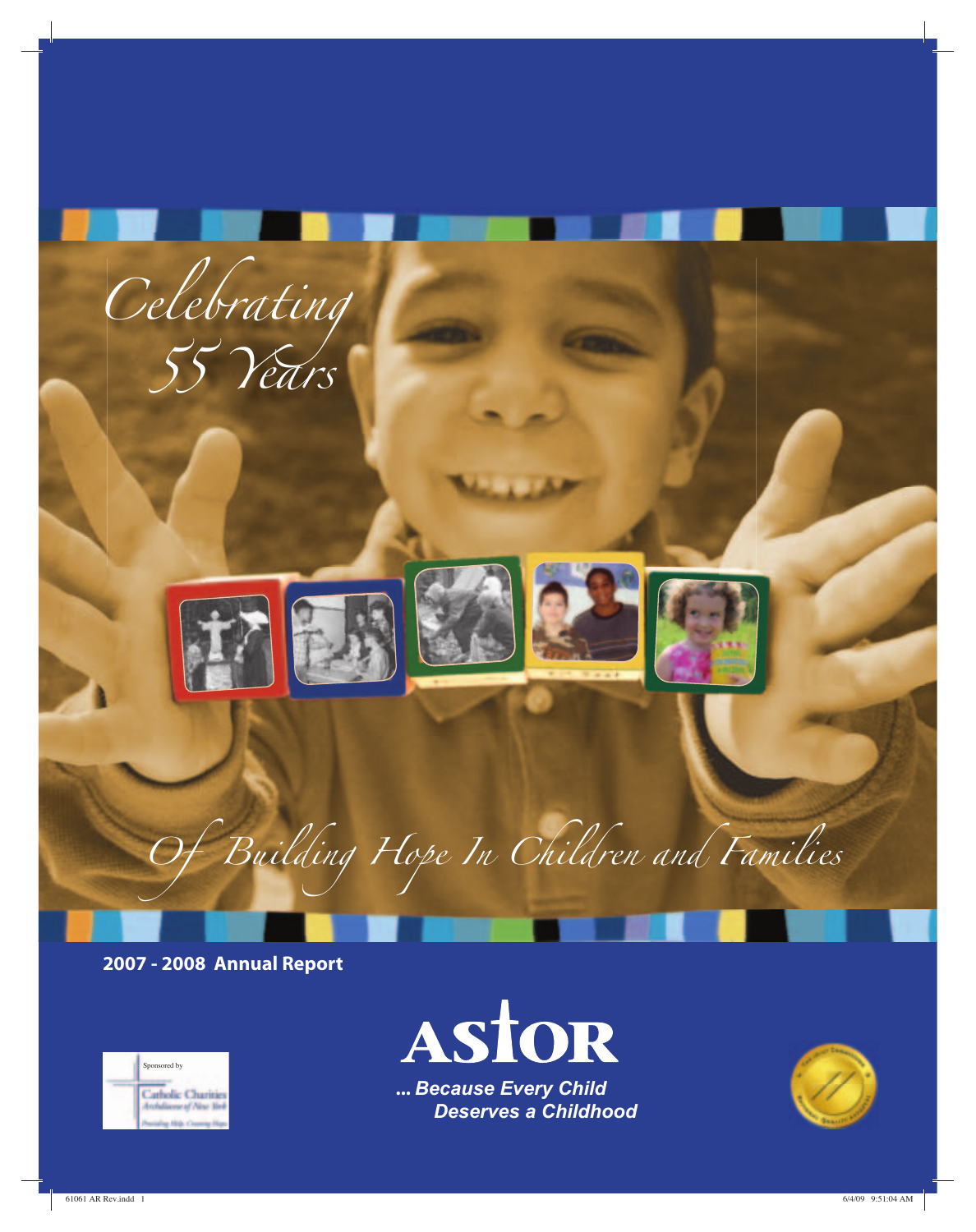# Celebrating 55 Years

## Of Building Hope In Children and Families

**2007 - 2008 Annual Report**

Sponsored by

Catholic Charities
Archdiocese of New York
Providing Help. Creating Hope.

# ASTOR

***... Because Every Child Deserves a Childhood***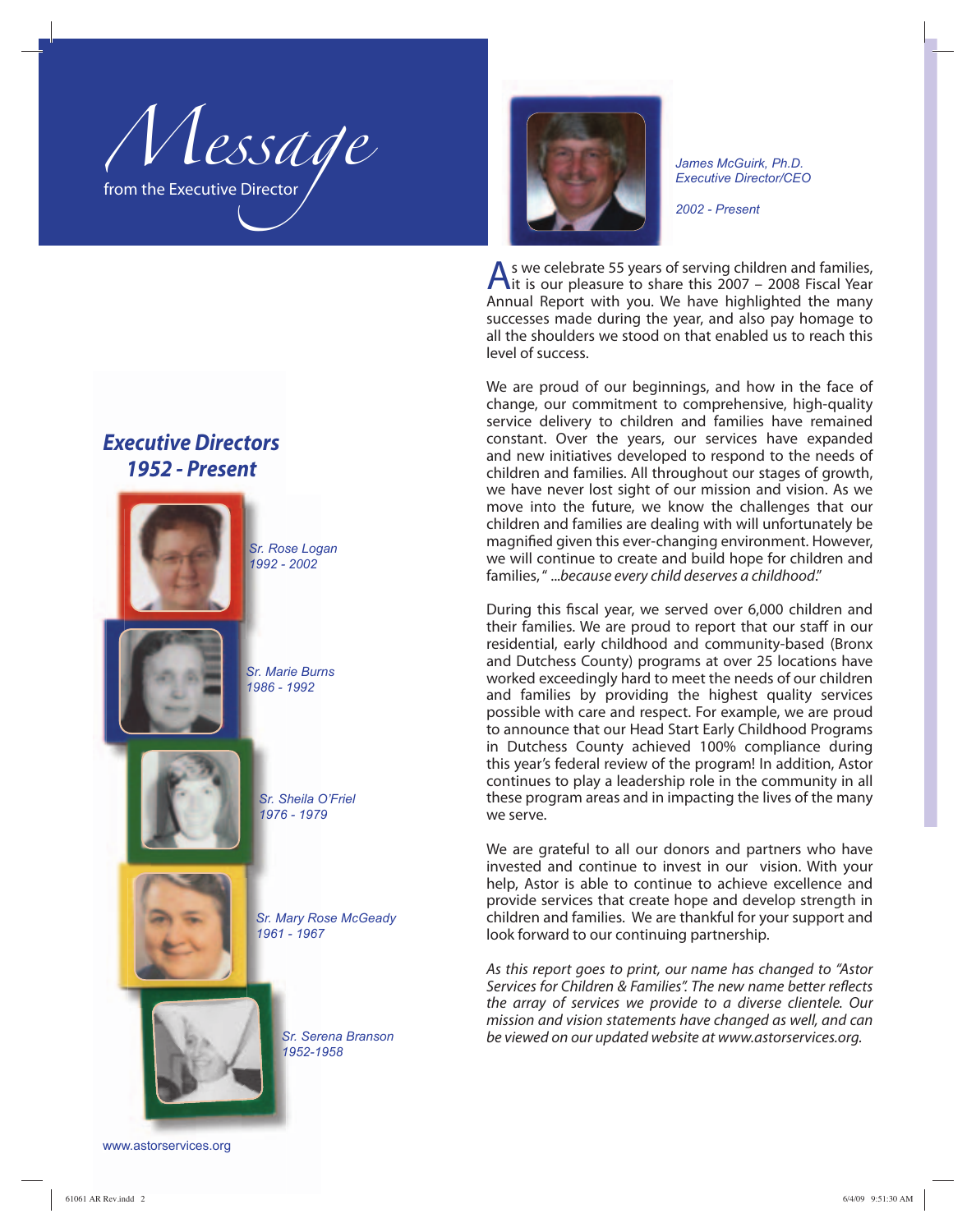# Message
from the Executive Director

*James McGuirk, Ph.D.*
*Executive Director/CEO*

*2002 - Present*

As we celebrate 55 years of serving children and families, it is our pleasure to share this 2007 – 2008 Fiscal Year Annual Report with you. We have highlighted the many successes made during the year, and also pay homage to all the shoulders we stood on that enabled us to reach this level of success.

We are proud of our beginnings, and how in the face of change, our commitment to comprehensive, high-quality service delivery to children and families have remained constant. Over the years, our services have expanded and new initiatives developed to respond to the needs of children and families. All throughout our stages of growth, we have never lost sight of our mission and vision. As we move into the future, we know the challenges that our children and families are dealing with will unfortunately be magnified given this ever-changing environment. However, we will continue to create and build hope for children and families, " ...*because every child deserves a childhood*."

During this fiscal year, we served over 6,000 children and their families. We are proud to report that our staff in our residential, early childhood and community-based (Bronx and Dutchess County) programs at over 25 locations have worked exceedingly hard to meet the needs of our children and families by providing the highest quality services possible with care and respect. For example, we are proud to announce that our Head Start Early Childhood Programs in Dutchess County achieved 100% compliance during this year's federal review of the program! In addition, Astor continues to play a leadership role in the community in all these program areas and in impacting the lives of the many we serve.

We are grateful to all our donors and partners who have invested and continue to invest in our vision. With your help, Astor is able to continue to achieve excellence and provide services that create hope and develop strength in children and families. We are thankful for your support and look forward to our continuing partnership.

*As this report goes to print, our name has changed to "Astor Services for Children & Families". The new name better reflects the array of services we provide to a diverse clientele. Our mission and vision statements have changed as well, and can be viewed on our updated website at www.astorservices.org.*

## *Executive Directors 1952 - Present*

*Sr. Rose Logan*
*1992 - 2002*

*Sr. Marie Burns*
*1986 - 1992*

*Sr. Sheila O'Friel*
*1976 - 1979*

*Sr. Mary Rose McGeady*
*1961 - 1967*

*Sr. Serena Branson*
*1952-1958*

www.astorservices.org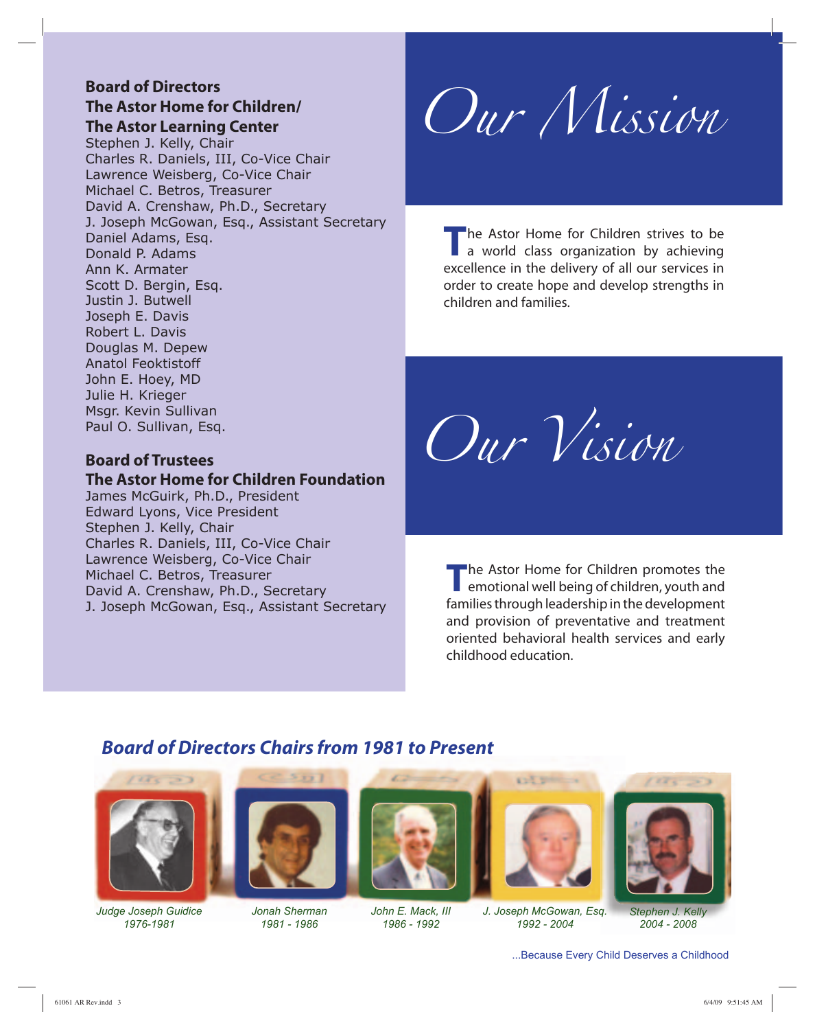## Board of Directors
## The Astor Home for Children/
## The Astor Learning Center

Stephen J. Kelly, Chair
Charles R. Daniels, III, Co-Vice Chair
Lawrence Weisberg, Co-Vice Chair
Michael C. Betros, Treasurer
David A. Crenshaw, Ph.D., Secretary
J. Joseph McGowan, Esq., Assistant Secretary
Daniel Adams, Esq.
Donald P. Adams
Ann K. Armater
Scott D. Bergin, Esq.
Justin J. Butwell
Joseph E. Davis
Robert L. Davis
Douglas M. Depew
Anatol Feoktistoff
John E. Hoey, MD
Julie H. Krieger
Msgr. Kevin Sullivan
Paul O. Sullivan, Esq.

## Board of Trustees
## The Astor Home for Children Foundation

James McGuirk, Ph.D., President
Edward Lyons, Vice President
Stephen J. Kelly, Chair
Charles R. Daniels, III, Co-Vice Chair
Lawrence Weisberg, Co-Vice Chair
Michael C. Betros, Treasurer
David A. Crenshaw, Ph.D., Secretary
J. Joseph McGowan, Esq., Assistant Secretary

# *Our Mission*

The Astor Home for Children strives to be a world class organization by achieving excellence in the delivery of all our services in order to create hope and develop strengths in children and families.

# *Our Vision*

The Astor Home for Children promotes the emotional well being of children, youth and families through leadership in the development and provision of preventative and treatment oriented behavioral health services and early childhood education.

## *Board of Directors Chairs from 1981 to Present*

*Judge Joseph Guidice*
*1976-1981*

*Jonah Sherman*
*1981 - 1986*

*John E. Mack, III*
*1986 - 1992*

*J. Joseph McGowan, Esq.*
*1992 - 2004*

*Stephen J. Kelly*
*2004 - 2008*

...Because Every Child Deserves a Childhood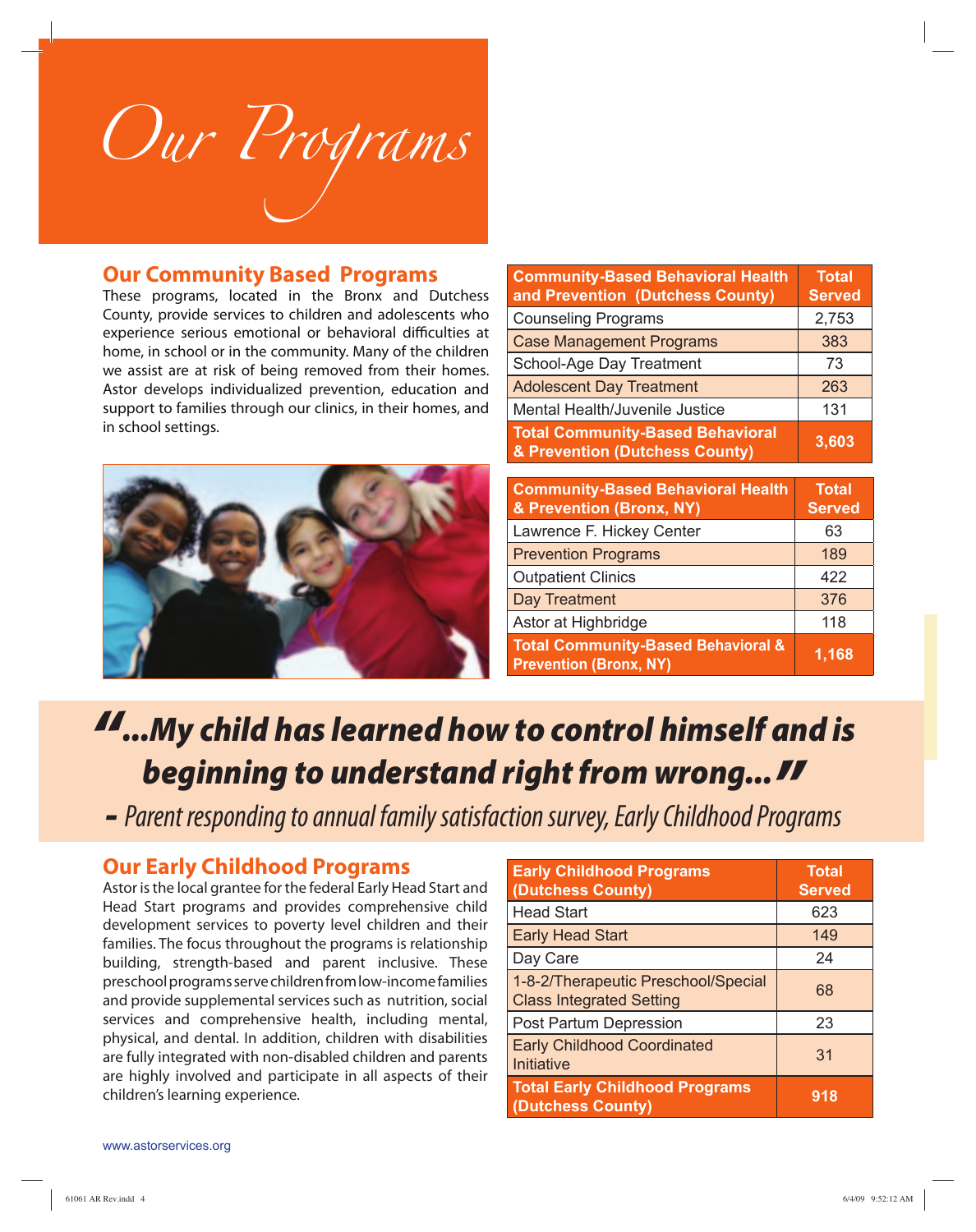# Our Programs

## Our Community Based Programs

These programs, located in the Bronx and Dutchess County, provide services to children and adolescents who experience serious emotional or behavioral difficulties at home, in school or in the community. Many of the children we assist are at risk of being removed from their homes. Astor develops individualized prevention, education and support to families through our clinics, in their homes, and in school settings.

| Community-Based Behavioral Health and Prevention (Dutchess County) | Total Served |
|---|---|
| Counseling Programs | 2,753 |
| Case Management Programs | 383 |
| School-Age Day Treatment | 73 |
| Adolescent Day Treatment | 263 |
| Mental Health/Juvenile Justice | 131 |
| **Total Community-Based Behavioral & Prevention (Dutchess County)** | **3,603** |

| Community-Based Behavioral Health & Prevention (Bronx, NY) | Total Served |
|---|---|
| Lawrence F. Hickey Center | 63 |
| Prevention Programs | 189 |
| Outpatient Clinics | 422 |
| Day Treatment | 376 |
| Astor at Highbridge | 118 |
| **Total Community-Based Behavioral & Prevention (Bronx, NY)** | **1,168** |

***"...My child has learned how to control himself and is beginning to understand right from wrong..."***

*- Parent responding to annual family satisfaction survey, Early Childhood Programs*

## Our Early Childhood Programs

Astor is the local grantee for the federal Early Head Start and Head Start programs and provides comprehensive child development services to poverty level children and their families. The focus throughout the programs is relationship building, strength-based and parent inclusive. These preschool programs serve children from low-income families and provide supplemental services such as nutrition, social services and comprehensive health, including mental, physical, and dental. In addition, children with disabilities are fully integrated with non-disabled children and parents are highly involved and participate in all aspects of their children's learning experience.

| Early Childhood Programs (Dutchess County) | Total Served |
|---|---|
| Head Start | 623 |
| Early Head Start | 149 |
| Day Care | 24 |
| 1-8-2/Therapeutic Preschool/Special Class Integrated Setting | 68 |
| Post Partum Depression | 23 |
| Early Childhood Coordinated Initiative | 31 |
| **Total Early Childhood Programs (Dutchess County)** | **918** |

www.astorservices.org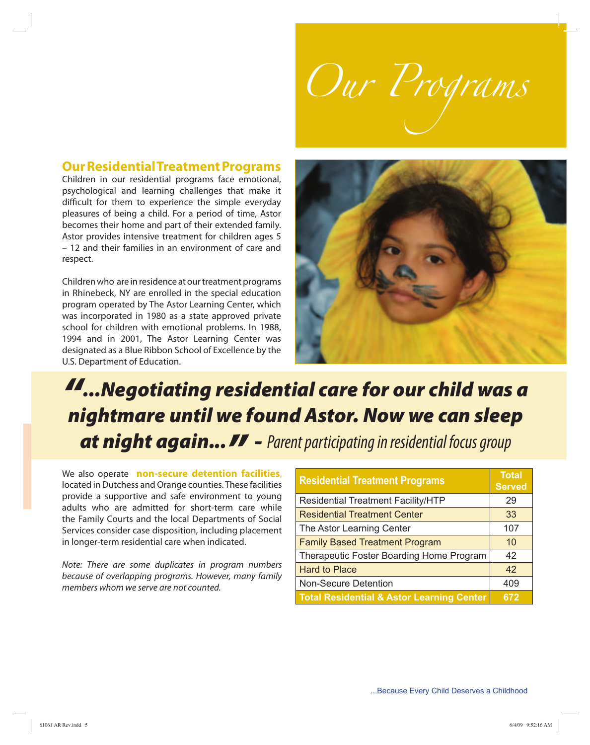# Our Programs

## Our Residential Treatment Programs

Children in our residential programs face emotional, psychological and learning challenges that make it difficult for them to experience the simple everyday pleasures of being a child. For a period of time, Astor becomes their home and part of their extended family. Astor provides intensive treatment for children ages 5 – 12 and their families in an environment of care and respect.

Children who are in residence at our treatment programs in Rhinebeck, NY are enrolled in the special education program operated by The Astor Learning Center, which was incorporated in 1980 as a state approved private school for children with emotional problems. In 1988, 1994 and in 2001, The Astor Learning Center was designated as a Blue Ribbon School of Excellence by the U.S. Department of Education.

> ***"...Negotiating residential care for our child was a nightmare until we found Astor. Now we can sleep at night again..."*** *- Parent participating in residential focus group*

We also operate **non-secure detention facilities**, located in Dutchess and Orange counties. These facilities provide a supportive and safe environment to young adults who are admitted for short-term care while the Family Courts and the local Departments of Social Services consider case disposition, including placement in longer-term residential care when indicated.

*Note: There are some duplicates in program numbers because of overlapping programs. However, many family members whom we serve are not counted.*

| Residential Treatment Programs | Total Served |
|---|---|
| Residential Treatment Facility/HTP | 29 |
| Residential Treatment Center | 33 |
| The Astor Learning Center | 107 |
| Family Based Treatment Program | 10 |
| Therapeutic Foster Boarding Home Program | 42 |
| Hard to Place | 42 |
| Non-Secure Detention | 409 |
| **Total Residential & Astor Learning Center** | **672** |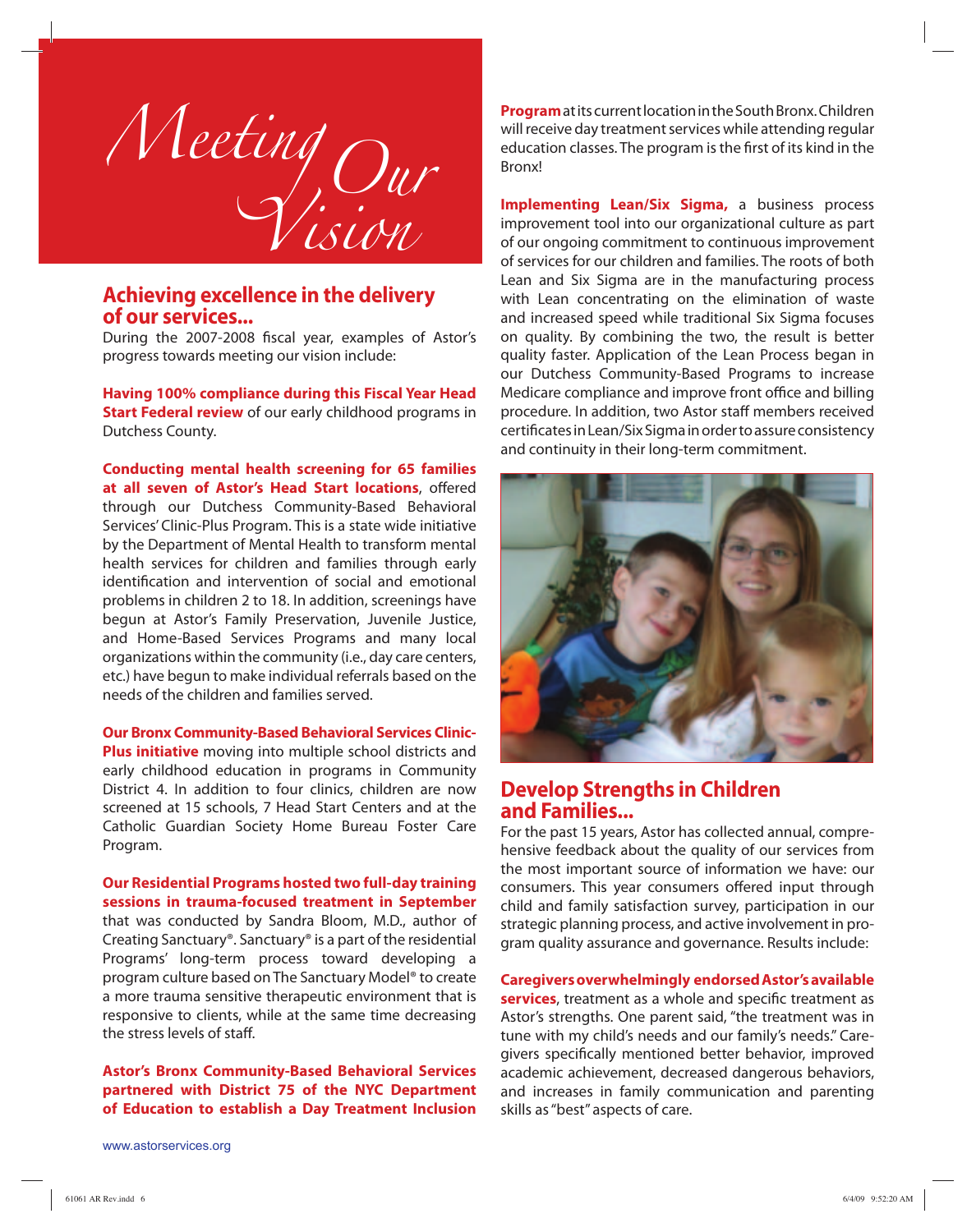# Meeting Our Vision

## Achieving excellence in the delivery of our services...

During the 2007-2008 fiscal year, examples of Astor's progress towards meeting our vision include:

**Having 100% compliance during this Fiscal Year Head Start Federal review** of our early childhood programs in Dutchess County.

**Conducting mental health screening for 65 families at all seven of Astor's Head Start locations**, offered through our Dutchess Community-Based Behavioral Services' Clinic-Plus Program. This is a state wide initiative by the Department of Mental Health to transform mental health services for children and families through early identification and intervention of social and emotional problems in children 2 to 18. In addition, screenings have begun at Astor's Family Preservation, Juvenile Justice, and Home-Based Services Programs and many local organizations within the community (i.e., day care centers, etc.) have begun to make individual referrals based on the needs of the children and families served.

**Our Bronx Community-Based Behavioral Services Clinic-Plus initiative** moving into multiple school districts and early childhood education in programs in Community District 4. In addition to four clinics, children are now screened at 15 schools, 7 Head Start Centers and at the Catholic Guardian Society Home Bureau Foster Care Program.

**Our Residential Programs hosted two full-day training sessions in trauma-focused treatment in September** that was conducted by Sandra Bloom, M.D., author of Creating Sanctuary®. Sanctuary® is a part of the residential Programs' long-term process toward developing a program culture based on The Sanctuary Model® to create a more trauma sensitive therapeutic environment that is responsive to clients, while at the same time decreasing the stress levels of staff.

**Astor's Bronx Community-Based Behavioral Services partnered with District 75 of the NYC Department of Education to establish a Day Treatment Inclusion Program** at its current location in the South Bronx. Children will receive day treatment services while attending regular education classes. The program is the first of its kind in the Bronx!

**Implementing Lean/Six Sigma,** a business process improvement tool into our organizational culture as part of our ongoing commitment to continuous improvement of services for our children and families. The roots of both Lean and Six Sigma are in the manufacturing process with Lean concentrating on the elimination of waste and increased speed while traditional Six Sigma focuses on quality. By combining the two, the result is better quality faster. Application of the Lean Process began in our Dutchess Community-Based Programs to increase Medicare compliance and improve front office and billing procedure. In addition, two Astor staff members received certificates in Lean/Six Sigma in order to assure consistency and continuity in their long-term commitment.

## Develop Strengths in Children and Families...

For the past 15 years, Astor has collected annual, comprehensive feedback about the quality of our services from the most important source of information we have: our consumers. This year consumers offered input through child and family satisfaction survey, participation in our strategic planning process, and active involvement in program quality assurance and governance. Results include:

**Caregivers overwhelmingly endorsed Astor's available services**, treatment as a whole and specific treatment as Astor's strengths. One parent said, "the treatment was in tune with my child's needs and our family's needs." Caregivers specifically mentioned better behavior, improved academic achievement, decreased dangerous behaviors, and increases in family communication and parenting skills as "best" aspects of care.

www.astorservices.org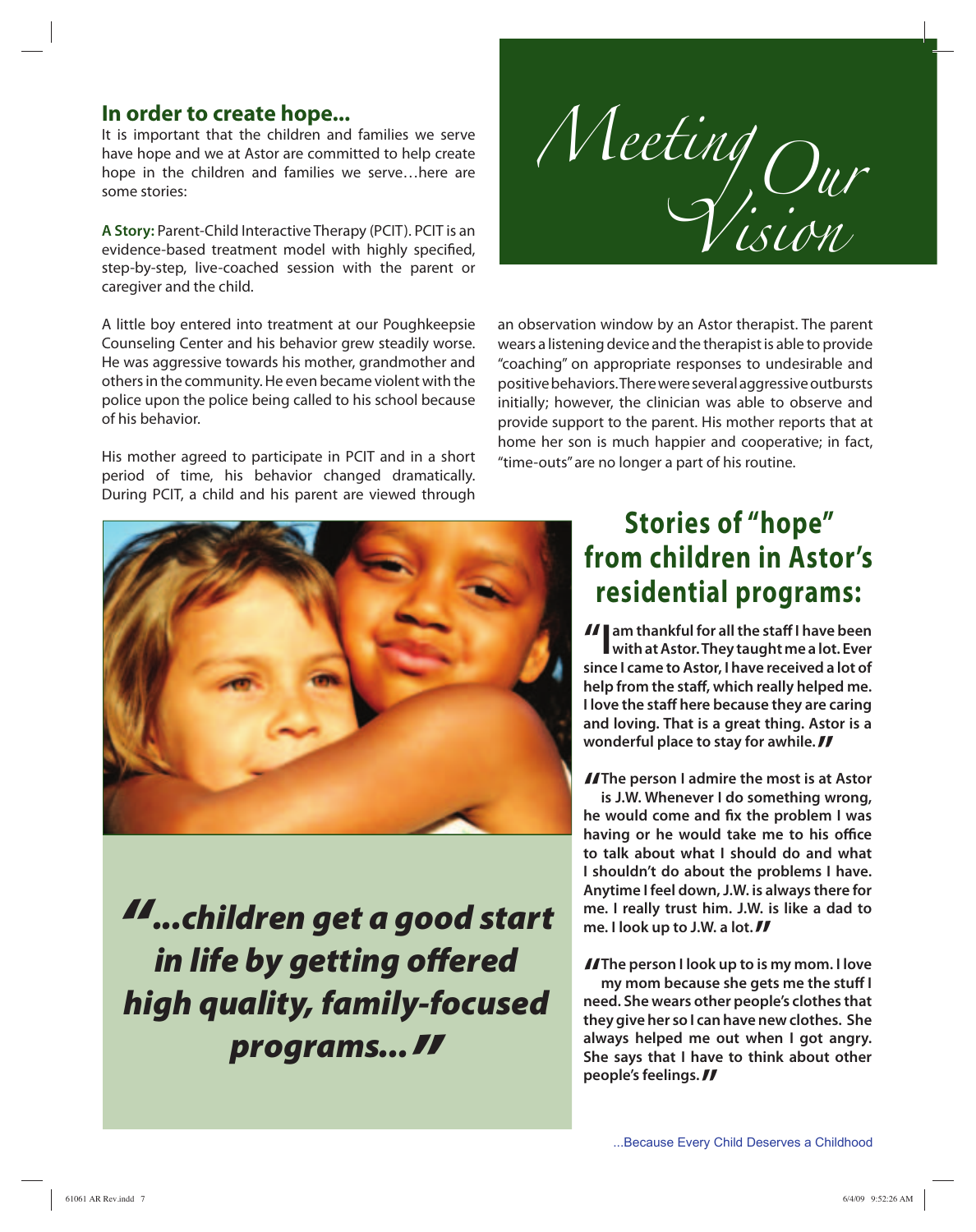# Meeting Our Vision

## In order to create hope...

It is important that the children and families we serve have hope and we at Astor are committed to help create hope in the children and families we serve…here are some stories:

**A Story:** Parent-Child Interactive Therapy (PCIT). PCIT is an evidence-based treatment model with highly specified, step-by-step, live-coached session with the parent or caregiver and the child.

A little boy entered into treatment at our Poughkeepsie Counseling Center and his behavior grew steadily worse. He was aggressive towards his mother, grandmother and others in the community. He even became violent with the police upon the police being called to his school because of his behavior.

His mother agreed to participate in PCIT and in a short period of time, his behavior changed dramatically. During PCIT, a child and his parent are viewed through an observation window by an Astor therapist. The parent wears a listening device and the therapist is able to provide "coaching" on appropriate responses to undesirable and positive behaviors. There were several aggressive outbursts initially; however, the clinician was able to observe and provide support to the parent. His mother reports that at home her son is much happier and cooperative; in fact, "time-outs" are no longer a part of his routine.

***"...children get a good start in life by getting offered high quality, family-focused programs..."***

## Stories of "hope" from children in Astor's residential programs:

**"I am thankful for all the staff I have been with at Astor. They taught me a lot. Ever since I came to Astor, I have received a lot of help from the staff, which really helped me. I love the staff here because they are caring and loving. That is a great thing. Astor is a wonderful place to stay for awhile."**

**"The person I admire the most is at Astor is J.W. Whenever I do something wrong, he would come and fix the problem I was having or he would take me to his office to talk about what I should do and what I shouldn't do about the problems I have. Anytime I feel down, J.W. is always there for me. I really trust him. J.W. is like a dad to me. I look up to J.W. a lot."**

**"The person I look up to is my mom. I love my mom because she gets me the stuff I need. She wears other people's clothes that they give her so I can have new clothes. She always helped me out when I got angry. She says that I have to think about other people's feelings."**

...Because Every Child Deserves a Childhood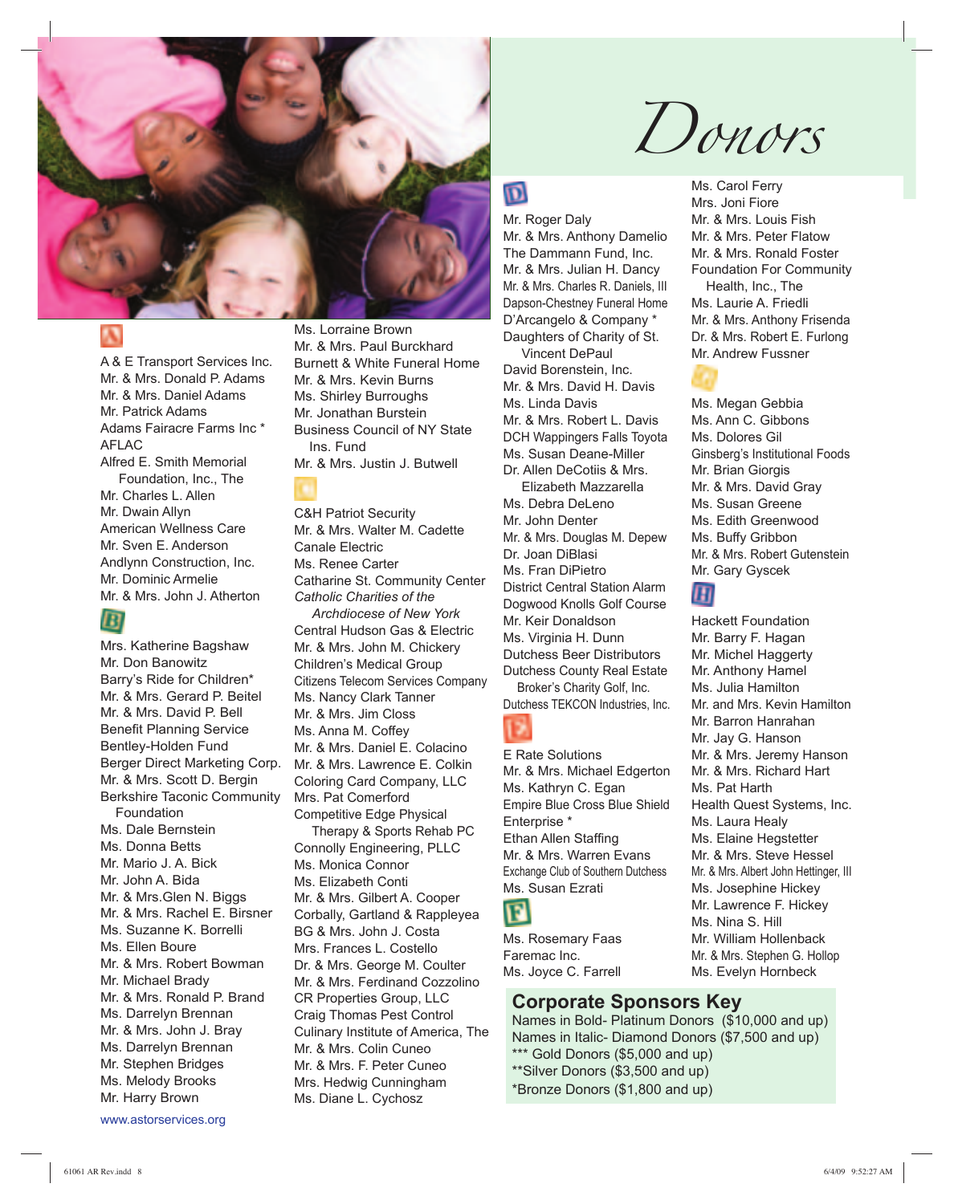# Donors

## A

A & E Transport Services Inc.
Mr. & Mrs. Donald P. Adams
Mr. & Mrs. Daniel Adams
Mr. Patrick Adams
Adams Fairacre Farms Inc *
AFLAC
Alfred E. Smith Memorial Foundation, Inc., The
Mr. Charles L. Allen
Mr. Dwain Allyn
American Wellness Care
Mr. Sven E. Anderson
Andlynn Construction, Inc.
Mr. Dominic Armelie
Mr. & Mrs. John J. Atherton

## B

Mrs. Katherine Bagshaw
Mr. Don Banowitz
Barry's Ride for Children*
Mr. & Mrs. Gerard P. Beitel
Mr. & Mrs. David P. Bell
Benefit Planning Service
Bentley-Holden Fund
Berger Direct Marketing Corp.
Mr. & Mrs. Scott D. Bergin
Berkshire Taconic Community Foundation
Ms. Dale Bernstein
Ms. Donna Betts
Mr. Mario J. A. Bick
Mr. John A. Bida
Mr. & Mrs.Glen N. Biggs
Mr. & Mrs. Rachel E. Birsner
Ms. Suzanne K. Borrelli
Ms. Ellen Boure
Mr. & Mrs. Robert Bowman
Mr. Michael Brady
Mr. & Mrs. Ronald P. Brand
Ms. Darrelyn Brennan
Mr. & Mrs. John J. Bray
Ms. Darrelyn Brennan
Mr. Stephen Bridges
Ms. Melody Brooks
Mr. Harry Brown
Ms. Lorraine Brown
Mr. & Mrs. Paul Burckhard
Burnett & White Funeral Home
Mr. & Mrs. Kevin Burns
Ms. Shirley Burroughs
Mr. Jonathan Burstein
Business Council of NY State Ins. Fund
Mr. & Mrs. Justin J. Butwell

## C

C&H Patriot Security
Mr. & Mrs. Walter M. Cadette
Canale Electric
Ms. Renee Carter
Catharine St. Community Center
*Catholic Charities of the Archdiocese of New York*
Central Hudson Gas & Electric
Mr. & Mrs. John M. Chickery
Children's Medical Group
Citizens Telecom Services Company
Ms. Nancy Clark Tanner
Mr. & Mrs. Jim Closs
Ms. Anna M. Coffey
Mr. & Mrs. Daniel E. Colacino
Mr. & Mrs. Lawrence E. Colkin
Coloring Card Company, LLC
Mrs. Pat Comerford
Competitive Edge Physical Therapy & Sports Rehab PC
Connolly Engineering, PLLC
Ms. Monica Connor
Ms. Elizabeth Conti
Mr. & Mrs. Gilbert A. Cooper
Corbally, Gartland & Rappleyea
BG & Mrs. John J. Costa
Mrs. Frances L. Costello
Dr. & Mrs. George M. Coulter
Mr. & Mrs. Ferdinand Cozzolino
CR Properties Group, LLC
Craig Thomas Pest Control
Culinary Institute of America, The
Mr. & Mrs. Colin Cuneo
Mr. & Mrs. F. Peter Cuneo
Mrs. Hedwig Cunningham
Ms. Diane L. Cychosz

## D

Mr. Roger Daly
Mr. & Mrs. Anthony Damelio
The Dammann Fund, Inc.
Mr. & Mrs. Julian H. Dancy
Mr. & Mrs. Charles R. Daniels, III
Dapson-Chestney Funeral Home
D'Arcangelo & Company *
Daughters of Charity of St. Vincent DePaul
David Borenstein, Inc.
Mr. & Mrs. David H. Davis
Ms. Linda Davis
Mr. & Mrs. Robert L. Davis
DCH Wappingers Falls Toyota
Ms. Susan Deane-Miller
Dr. Allen DeCotiis & Mrs. Elizabeth Mazzarella
Ms. Debra DeLeno
Mr. John Denter
Mr. & Mrs. Douglas M. Depew
Dr. Joan DiBlasi
Ms. Fran DiPietro
District Central Station Alarm
Dogwood Knolls Golf Course
Mr. Keir Donaldson
Ms. Virginia H. Dunn
Dutchess Beer Distributors
Dutchess County Real Estate Broker's Charity Golf, Inc.
Dutchess TEKCON Industries, Inc.

## E

E Rate Solutions
Mr. & Mrs. Michael Edgerton
Ms. Kathryn C. Egan
Empire Blue Cross Blue Shield
Enterprise *
Ethan Allen Staffing
Mr. & Mrs. Warren Evans
Exchange Club of Southern Dutchess
Ms. Susan Ezrati

## F

Ms. Rosemary Faas
Faremac Inc.
Ms. Joyce C. Farrell
Ms. Carol Ferry
Mrs. Joni Fiore
Mr. & Mrs. Louis Fish
Mr. & Mrs. Peter Flatow
Mr. & Mrs. Ronald Foster
Foundation For Community Health, Inc., The
Ms. Laurie A. Friedli
Mr. & Mrs. Anthony Frisenda
Dr. & Mrs. Robert E. Furlong
Mr. Andrew Fussner

## G

Ms. Megan Gebbia
Ms. Ann C. Gibbons
Ms. Dolores Gil
Ginsberg's Institutional Foods
Mr. Brian Giorgis
Mr. & Mrs. David Gray
Ms. Susan Greene
Ms. Edith Greenwood
Ms. Buffy Gribbon
Mr. & Mrs. Robert Gutenstein
Mr. Gary Gyscek

## H

Hackett Foundation
Mr. Barry F. Hagan
Mr. Michel Haggerty
Mr. Anthony Hamel
Ms. Julia Hamilton
Mr. and Mrs. Kevin Hamilton
Mr. Barron Hanrahan
Mr. Jay G. Hanson
Mr. & Mrs. Jeremy Hanson
Mr. & Mrs. Richard Hart
Ms. Pat Harth
Health Quest Systems, Inc.
Ms. Laura Healy
Ms. Elaine Hegstetter
Mr. & Mrs. Steve Hessel
Mr. & Mrs. Albert John Hettinger, III
Ms. Josephine Hickey
Mr. Lawrence F. Hickey
Ms. Nina S. Hill
Mr. William Hollenback
Mr. & Mrs. Stephen G. Hollop
Ms. Evelyn Hornbeck

## Corporate Sponsors Key

Names in Bold- Platinum Donors ($10,000 and up)
Names in Italic- Diamond Donors ($7,500 and up)
*** Gold Donors ($5,000 and up)
**Silver Donors ($3,500 and up)
*Bronze Donors ($1,800 and up)

www.astorservices.org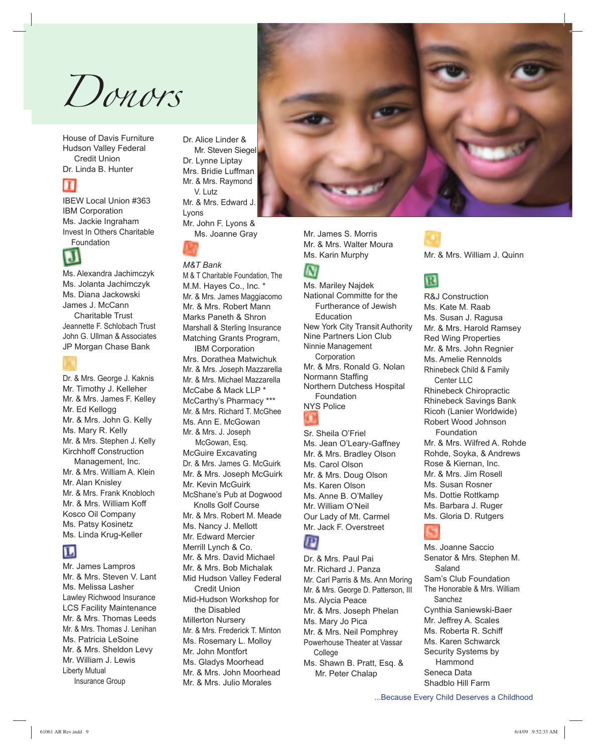# Donors

House of Davis Furniture
Hudson Valley Federal Credit Union
Dr. Linda B. Hunter

**I**

IBEW Local Union #363
IBM Corporation
Ms. Jackie Ingraham
Invest In Others Charitable Foundation

**J**

Ms. Alexandra Jachimczyk
Ms. Jolanta Jachimczyk
Ms. Diana Jackowski
James J. McCann Charitable Trust
Jeannette F. Schlobach Trust
John G. Ullman & Associates
JP Morgan Chase Bank

**K**

Dr. & Mrs. George J. Kaknis
Mr. Timothy J. Kelleher
Mr. & Mrs. James F. Kelley
Mr. Ed Kellogg
Mr. & Mrs. John G. Kelly
Ms. Mary R. Kelly
Mr. & Mrs. Stephen J. Kelly
Kirchhoff Construction Management, Inc.
Mr. & Mrs. William A. Klein
Mr. Alan Knisley
Mr. & Mrs. Frank Knobloch
Mr. & Mrs. William Koff
Kosco Oil Company
Ms. Patsy Kosinetz
Ms. Linda Krug-Keller

**L**

Mr. James Lampros
Mr. & Mrs. Steven V. Lant
Ms. Melissa Lasher
Lawley Richwood Insurance
LCS Facility Maintenance
Mr. & Mrs. Thomas Leeds
Mr. & Mrs. Thomas J. Lenihan
Ms. Patricia LeSoine
Mr. & Mrs. Sheldon Levy
Mr. William J. Lewis
Liberty Mutual Insurance Group
Dr. Alice Linder & Mr. Steven Siegel
Dr. Lynne Liptay
Mrs. Bridie Luffman
Mr. & Mrs. Raymond V. Lutz
Mr. & Mrs. Edward J. Lyons
Mr. John F. Lyons & Ms. Joanne Gray

**M**

*M&T Bank*
M & T Charitable Foundation, The
M.M. Hayes Co., Inc. *
Mr. & Mrs. James Maggiacomo
Mr. & Mrs. Robert Mann
Marks Paneth & Shron
Marshall & Sterling Insurance
Matching Grants Program, IBM Corporation
Mrs. Dorathea Matwichuk
Mr. & Mrs. Joseph Mazzarella
Mr. & Mrs. Michael Mazzarella
McCabe & Mack LLP *
McCarthy's Pharmacy ***
Mr. & Mrs. Richard T. McGhee
Ms. Ann E. McGowan
Mr. & Mrs. J. Joseph McGowan, Esq.
McGuire Excavating
Dr. & Mrs. James G. McGuirk
Mr. & Mrs. Joseph McGuirk
Mr. Kevin McGuirk
McShane's Pub at Dogwood Knolls Golf Course
Mr. & Mrs. Robert M. Meade
Ms. Nancy J. Mellott
Mr. Edward Mercier
Merrill Lynch & Co.
Mr. & Mrs. David Michael
Mr. & Mrs. Bob Michalak
Mid Hudson Valley Federal Credit Union
Mid-Hudson Workshop for the Disabled
Millerton Nursery
Mr. & Mrs. Frederick T. Minton
Ms. Rosemary L. Molloy
Mr. John Montfort
Ms. Gladys Moorhead
Mr. & Mrs. John Moorhead
Mr. & Mrs. Julio Morales
Mr. James S. Morris
Mr. & Mrs. Walter Moura
Ms. Karin Murphy

**N**

Ms. Mariley Najdek
National Committe for the Furtherance of Jewish Education
New York City Transit Authority
Nine Partners Lion Club
Ninnie Management Corporation
Mr. & Mrs. Ronald G. Nolan
Normann Staffing
Northern Dutchess Hospital Foundation
NYS Police

**O**

Sr. Sheila O'Friel
Ms. Jean O'Leary-Gaffney
Mr. & Mrs. Bradley Olson
Ms. Carol Olson
Mr. & Mrs. Doug Olson
Ms. Karen Olson
Ms. Anne B. O'Malley
Mr. William O'Neil
Our Lady of Mt. Carmel
Mr. Jack F. Overstreet

**P**

Dr. & Mrs. Paul Pai
Mr. Richard J. Panza
Mr. Carl Parris & Ms. Ann Moring
Mr. & Mrs. George D. Patterson, III
Ms. Alycia Peace
Mr. & Mrs. Joseph Phelan
Ms. Mary Jo Pica
Mr. & Mrs. Neil Pomphrey
Powerhouse Theater at Vassar College
Ms. Shawn B. Pratt, Esq. & Mr. Peter Chalap

**Q**

Mr. & Mrs. William J. Quinn

**R**

R&J Construction
Ms. Kate M. Raab
Ms. Susan J. Ragusa
Mr. & Mrs. Harold Ramsey
Red Wing Properties
Mr. & Mrs. John Regnier
Ms. Amelie Rennolds
Rhinebeck Child & Family Center LLC
Rhinebeck Chiropractic
Rhinebeck Savings Bank
Ricoh (Lanier Worldwide)
Robert Wood Johnson Foundation
Mr. & Mrs. Wilfred A. Rohde
Rohde, Soyka, & Andrews
Rose & Kiernan, Inc.
Mr. & Mrs. Jim Rosell
Ms. Susan Rosner
Ms. Dottie Rottkamp
Ms. Barbara J. Ruger
Ms. Gloria D. Rutgers

**S**

Ms. Joanne Saccio
Senator & Mrs. Stephen M. Saland
Sam's Club Foundation
The Honorable & Mrs. William Sanchez
Cynthia Saniewski-Baer
Mr. Jeffrey A. Scales
Ms. Roberta R. Schiff
Ms. Karen Schwarck
Security Systems by Hammond
Seneca Data
Shadblo Hill Farm

...Because Every Child Deserves a Childhood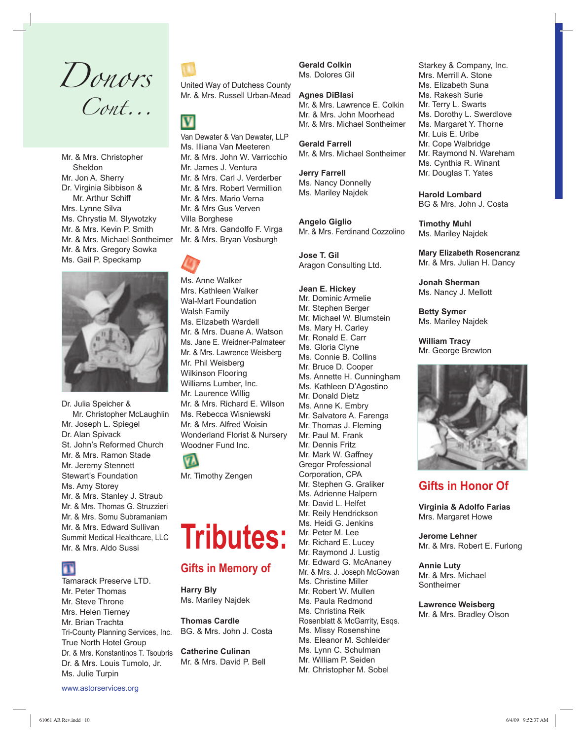# Donors Cont…

Mr. & Mrs. Christopher Sheldon
Mr. Jon A. Sherry
Dr. Virginia Sibbison & Mr. Arthur Schiff
Mrs. Lynne Silva
Ms. Chrystia M. Slywotzky
Mr. & Mrs. Kevin P. Smith
Mr. & Mrs. Michael Sontheimer
Mr. & Mrs. Gregory Sowka
Ms. Gail P. Speckamp
Dr. Julia Speicher & Mr. Christopher McLaughlin
Mr. Joseph L. Spiegel
Dr. Alan Spivack
St. John's Reformed Church
Mr. & Mrs. Ramon Stade
Mr. Jeremy Stennett
Stewart's Foundation
Ms. Amy Storey
Mr. & Mrs. Stanley J. Straub
Mr. & Mrs. Thomas G. Struzzieri
Mr. & Mrs. Somu Subramaniam
Mr. & Mrs. Edward Sullivan
Summit Medical Healthcare, LLC
Mr. & Mrs. Aldo Sussi

**T**

Tamarack Preserve LTD.
Mr. Peter Thomas
Mr. Steve Throne
Mrs. Helen Tierney
Mr. Brian Trachta
Tri-County Planning Services, Inc.
True North Hotel Group
Dr. & Mrs. Konstantinos T. Tsoubris
Dr. & Mrs. Louis Tumolo, Jr.
Ms. Julie Turpin

**U**

United Way of Dutchess County
Mr. & Mrs. Russell Urban-Mead

**V**

Van Dewater & Van Dewater, LLP
Ms. Illiana Van Meeteren
Mr. & Mrs. John W. Varricchio
Mr. James J. Ventura
Mr. & Mrs. Carl J. Verderber
Mr. & Mrs. Robert Vermillion
Mr. & Mrs. Mario Verna
Mr. & Mrs Gus Verven
Villa Borghese
Mr. & Mrs. Gandolfo F. Virga
Mr. & Mrs. Bryan Vosburgh

**W**

Ms. Anne Walker
Mrs. Kathleen Walker
Wal-Mart Foundation
Walsh Family
Ms. Elizabeth Wardell
Mr. & Mrs. Duane A. Watson
Ms. Jane E. Weidner-Palmateer
Mr. & Mrs. Lawrence Weisberg
Mr. Phil Weisberg
Wilkinson Flooring
Williams Lumber, Inc.
Mr. Laurence Willig
Mr. & Mrs. Richard E. Wilson
Ms. Rebecca Wisniewski
Mr. & Mrs. Alfred Woisin
Wonderland Florist & Nursery
Woodner Fund Inc.

**Z**

Mr. Timothy Zengen

# Tributes:

## Gifts in Memory of

**Harry Bly**
Ms. Mariley Najdek

**Thomas Cardle**
BG. & Mrs. John J. Costa

**Catherine Culinan**
Mr. & Mrs. David P. Bell

**Gerald Colkin**
Ms. Dolores Gil

**Agnes DiBlasi**
Mr. & Mrs. Lawrence E. Colkin
Mr. & Mrs. John Moorhead
Mr. & Mrs. Michael Sontheimer

**Gerald Farrell**
Mr. & Mrs. Michael Sontheimer

**Jerry Farrell**
Ms. Nancy Donnelly
Ms. Mariley Najdek

**Angelo Giglio**
Mr. & Mrs. Ferdinand Cozzolino

**Jose T. Gil**
Aragon Consulting Ltd.

**Jean E. Hickey**
Mr. Dominic Armelie
Mr. Stephen Berger
Mr. Michael W. Blumstein
Ms. Mary H. Carley
Mr. Ronald E. Carr
Ms. Gloria Clyne
Ms. Connie B. Collins
Mr. Bruce D. Cooper
Ms. Annette H. Cunningham
Ms. Kathleen D'Agostino
Mr. Donald Dietz
Ms. Anne K. Embry
Mr. Salvatore A. Farenga
Mr. Thomas J. Fleming
Mr. Paul M. Frank
Mr. Dennis Fritz
Mr. Mark W. Gaffney
Gregor Professional Corporation, CPA
Mr. Stephen G. Graliker
Ms. Adrienne Halpern
Mr. David L. Helfet
Mr. Reily Hendrickson
Ms. Heidi G. Jenkins
Mr. Peter M. Lee
Mr. Richard E. Lucey
Mr. Raymond J. Lustig
Mr. Edward G. McAnaney
Mr. & Mrs. J. Joseph McGowan
Ms. Christine Miller
Mr. Robert W. Mullen
Ms. Paula Redmond
Ms. Christina Reik
Rosenblatt & McGarrity, Esqs.
Ms. Missy Rosenshine
Ms. Eleanor M. Schleider
Ms. Lynn C. Schulman
Mr. William P. Seiden
Mr. Christopher M. Sobel
Starkey & Company, Inc.
Mrs. Merrill A. Stone
Ms. Elizabeth Suna
Ms. Rakesh Surie
Mr. Terry L. Swarts
Ms. Dorothy L. Swerdlove
Ms. Margaret Y. Thorne
Mr. Luis E. Uribe
Mr. Cope Walbridge
Mr. Raymond N. Wareham
Ms. Cynthia R. Winant
Mr. Douglas T. Yates

**Harold Lombard**
BG & Mrs. John J. Costa

**Timothy Muhl**
Ms. Mariley Najdek

**Mary Elizabeth Rosencranz**
Mr. & Mrs. Julian H. Dancy

**Jonah Sherman**
Ms. Nancy J. Mellott

**Betty Symer**
Ms. Mariley Najdek

**William Tracy**
Mr. George Brewton

## Gifts in Honor Of

**Virginia & Adolfo Farias**
Mrs. Margaret Howe

**Jerome Lehner**
Mr. & Mrs. Robert E. Furlong

**Annie Luty**
Mr. & Mrs. Michael Sontheimer

**Lawrence Weisberg**
Mr. & Mrs. Bradley Olson

www.astorservices.org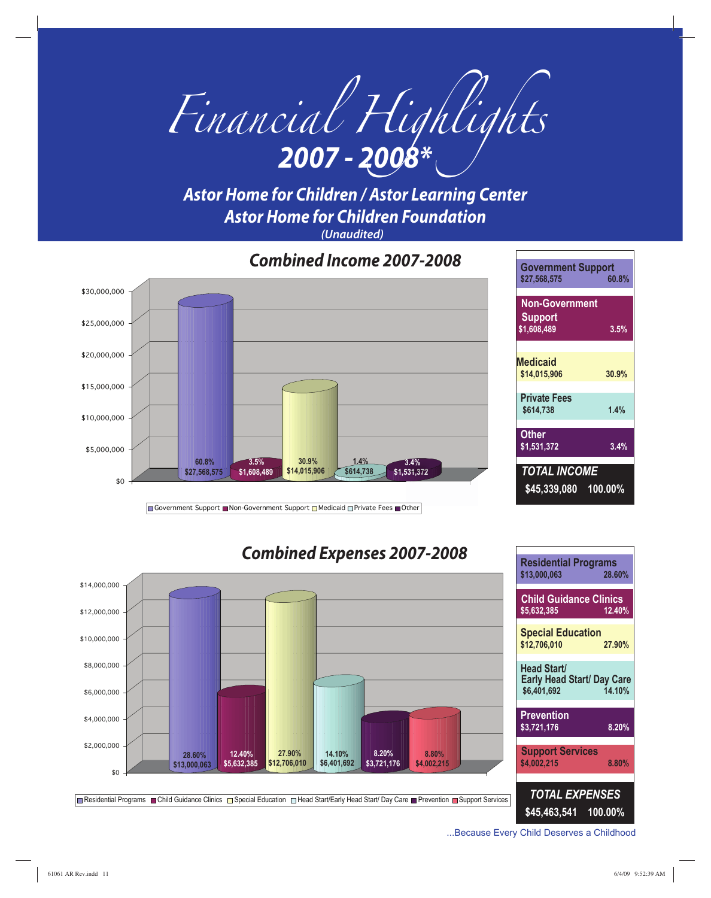# Financial Highlights 2007 - 2008*

## Astor Home for Children / Astor Learning Center
## Astor Home for Children Foundation

*(Unaudited)*

### Combined Income 2007-2008

| Category | Amount | Percent |
|---|---|---|
| Government Support | $27,568,575 | 60.8% |
| Non-Government Support | $1,608,489 | 3.5% |
| Medicaid | $14,015,906 | 30.9% |
| Private Fees | $614,738 | 1.4% |
| Other | $1,531,372 | 3.4% |
| **TOTAL INCOME** | **$45,339,080** | **100.00%** |

### Combined Expenses 2007-2008

| Category | Amount | Percent |
|---|---|---|
| Residential Programs | $13,000,063 | 28.60% |
| Child Guidance Clinics | $5,632,385 | 12.40% |
| Special Education | $12,706,010 | 27.90% |
| Head Start/ Early Head Start/ Day Care | $6,401,692 | 14.10% |
| Prevention | $3,721,176 | 8.20% |
| Support Services | $4,002,215 | 8.80% |
| **TOTAL EXPENSES** | **$45,463,541** | **100.00%** |

...Because Every Child Deserves a Childhood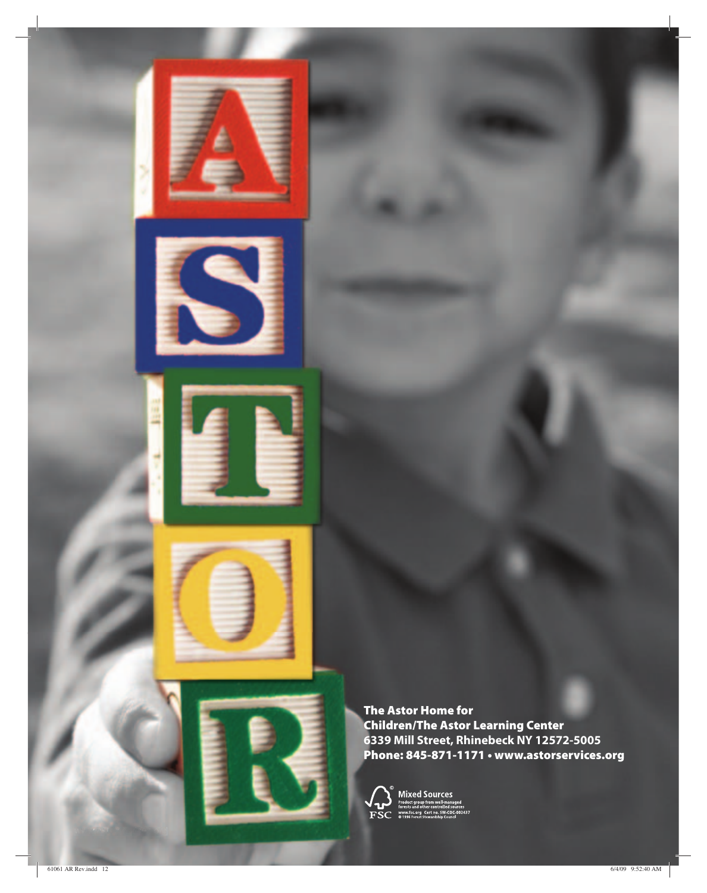The Astor Home for Children/The Astor Learning Center
6339 Mill Street, Rhinebeck NY 12572-5005
Phone: 845-871-1171 • www.astorservices.org

Mixed Sources
Product group from well-managed forests and other controlled sources
www.fsc.org Cert no. SW-COC-002437
© 1996 Forest Stewardship Council